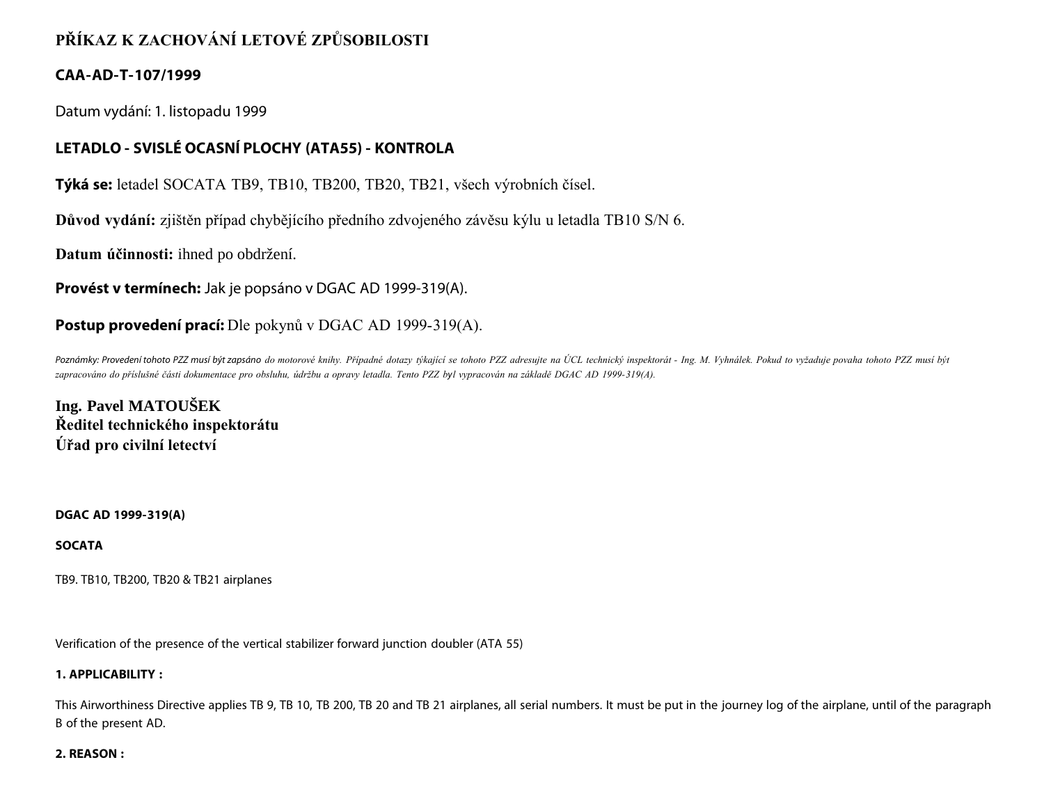# PŘÍKAZ K ZACHOVÁNÍ LETOVÉ ZPŮSOBILOSTI

## CAA-AD-T-107/1999

Datum vydání: 1. listopadu 1999

## LETADLO - SVISLÉ OCASNÍ PLOCHY (ATA55) - KONTROLA

**Týká se:** letadel SOCATA TB9, TB10, TB200, TB20, TB21, všech výrobních čísel.

**Důvod vydání:** zjištěn případ chybějícího předního zdvojeného závěsu kýlu u letadla TB10 S/N 6.

**Datum účinnosti:** ihned po obdržení.

**Provést v termínech:** Jak je popsáno v DGAC AD 1999-319(A).

**Postup provedení prací:** Dle pokynů v DGAC AD 1999-319(A).

*Poznámky: Provedení tohoto PZZ musí být zapsáno do motorové knihy. Případné dotazy týkající se tohoto PZZ adresujte na ÚCL technický inspektorát - Ing. M. Vyhnálek. Pokud to vyžaduje povaha tohoto PZZ musí být zapracováno do příslušné části dokumentace pro obsluhu, údržbu a opravy letadla. Tento PZZ byl vypracován na základě DGAC AD 1999-319(A).*

**Ing. Pavel MATOUŠEK**
**Ředitel technického inspektorátu**
**Úřad pro civilní letectví**

**DGAC AD 1999-319(A)**

**SOCATA**

TB9. TB10, TB200, TB20 & TB21 airplanes

Verification of the presence of the vertical stabilizer forward junction doubler (ATA 55)

**1. APPLICABILITY :**

This Airworthiness Directive applies TB 9, TB 10, TB 200, TB 20 and TB 21 airplanes, all serial numbers. It must be put in the journey log of the airplane, until of the paragraph B of the present AD.

**2. REASON :**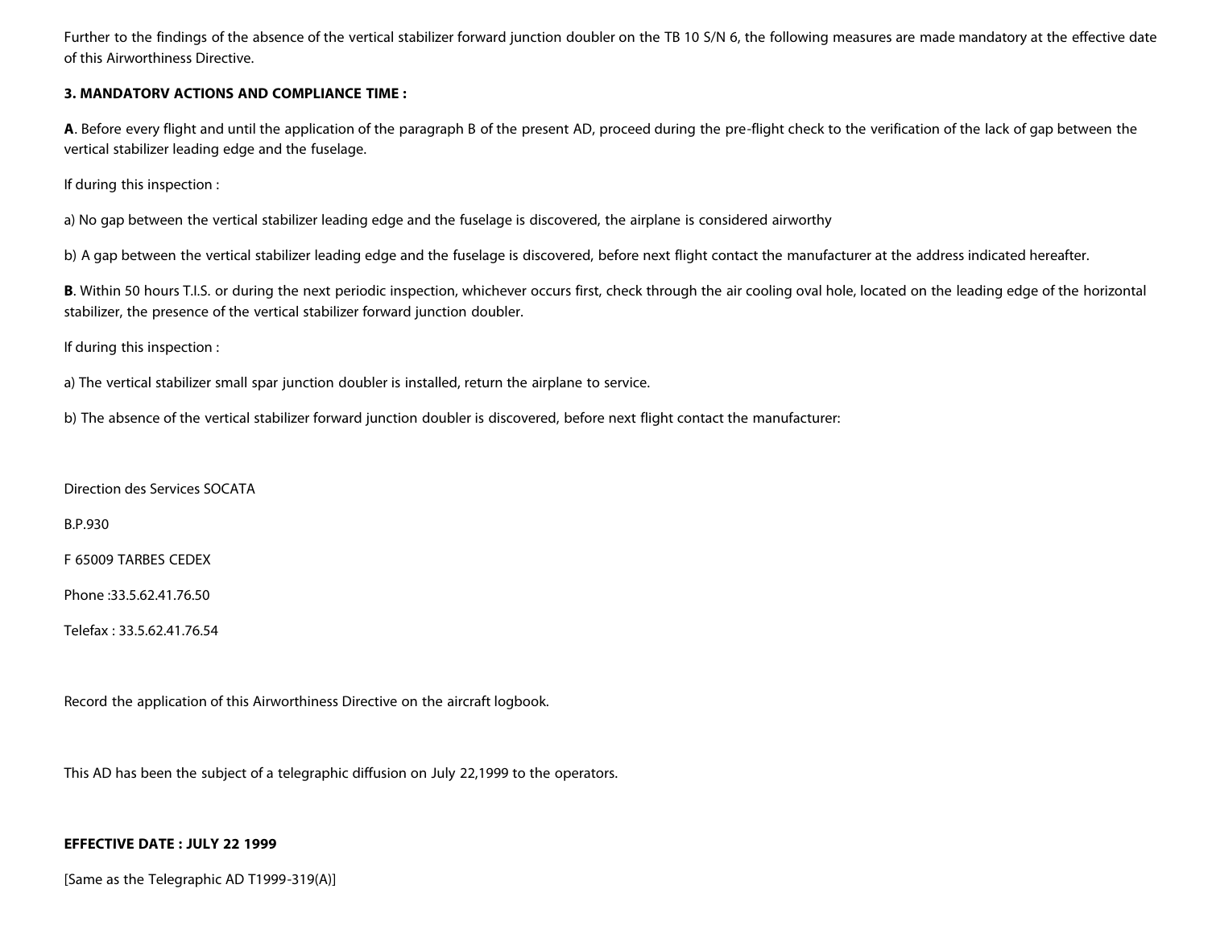Further to the findings of the absence of the vertical stabilizer forward junction doubler on the TB 10 S/N 6, the following measures are made mandatory at the effective date of this Airworthiness Directive.

**3. MANDATORV ACTIONS AND COMPLIANCE TIME :**

**A**. Before every flight and until the application of the paragraph B of the present AD, proceed during the pre-flight check to the verification of the lack of gap between the vertical stabilizer leading edge and the fuselage.

If during this inspection :

a) No gap between the vertical stabilizer leading edge and the fuselage is discovered, the airplane is considered airworthy

b) A gap between the vertical stabilizer leading edge and the fuselage is discovered, before next flight contact the manufacturer at the address indicated hereafter.

**B**. Within 50 hours T.I.S. or during the next periodic inspection, whichever occurs first, check through the air cooling oval hole, located on the leading edge of the horizontal stabilizer, the presence of the vertical stabilizer forward junction doubler.

If during this inspection :

a) The vertical stabilizer small spar junction doubler is installed, return the airplane to service.

b) The absence of the vertical stabilizer forward junction doubler is discovered, before next flight contact the manufacturer:

Direction des Services SOCATA

B.P.930

F 65009 TARBES CEDEX

Phone :33.5.62.41.76.50

Telefax : 33.5.62.41.76.54

Record the application of this Airworthiness Directive on the aircraft logbook.

This AD has been the subject of a telegraphic diffusion on July 22,1999 to the operators.

**EFFECTIVE DATE : JULY 22 1999**

[Same as the Telegraphic AD T1999-319(A)]